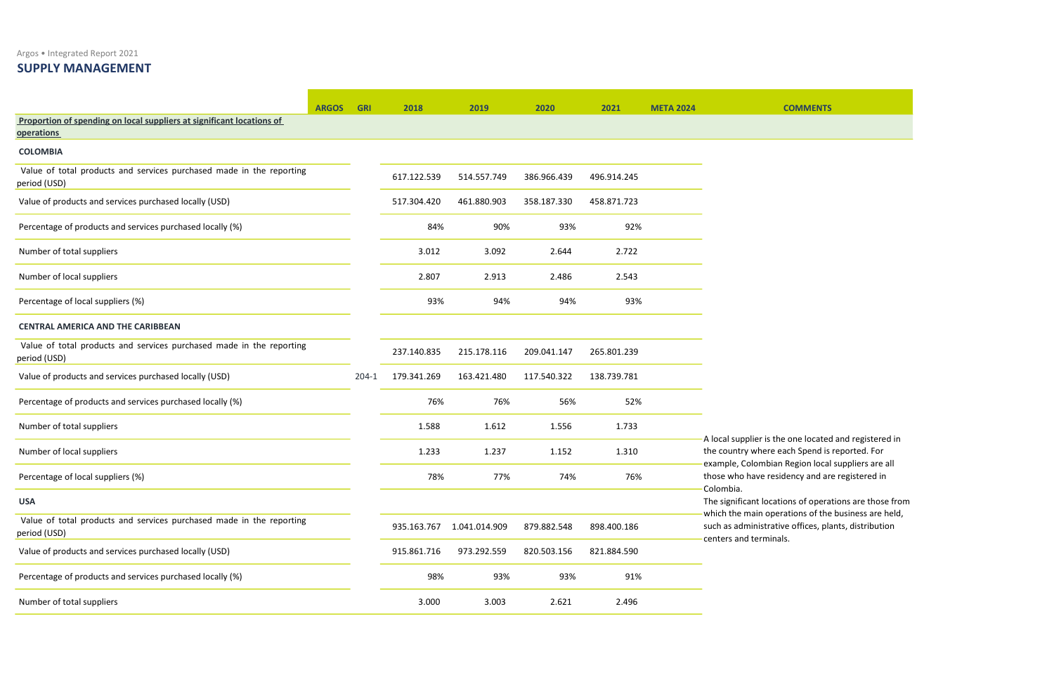## SUPPLY MANAGEMENT

| | ARGOS | GRI | 2018 | 2019 | 2020 | 2021 | META 2024 | COMMENTS |
|---|---|---|---|---|---|---|---|---|
| **Proportion of spending on local suppliers at significant locations of operations** | | | | | | | | |
| **COLOMBIA** | | | | | | | | |
| Value of total products and services purchased made in the reporting period (USD) | | | 617.122.539 | 514.557.749 | 386.966.439 | 496.914.245 | | |
| Value of products and services purchased locally (USD) | | | 517.304.420 | 461.880.903 | 358.187.330 | 458.871.723 | | |
| Percentage of products and services purchased locally (%) | | | 84% | 90% | 93% | 92% | | |
| Number of total suppliers | | | 3.012 | 3.092 | 2.644 | 2.722 | | |
| Number of local suppliers | | | 2.807 | 2.913 | 2.486 | 2.543 | | |
| Percentage of local suppliers (%) | | | 93% | 94% | 94% | 93% | | |
| **CENTRAL AMERICA AND THE CARIBBEAN** | | | | | | | | |
| Value of total products and services purchased made in the reporting period (USD) | | | 237.140.835 | 215.178.116 | 209.041.147 | 265.801.239 | | |
| Value of products and services purchased locally (USD) | | 204-1 | 179.341.269 | 163.421.480 | 117.540.322 | 138.739.781 | | |
| Percentage of products and services purchased locally (%) | | | 76% | 76% | 56% | 52% | | |
| Number of total suppliers | | | 1.588 | 1.612 | 1.556 | 1.733 | | A local supplier is the one located and registered in the country where each Spend is reported. For example, Colombian Region local suppliers are all those who have residency and are registered in Colombia. The significant locations of operations are those from which the main operations of the business are held, such as administrative offices, plants, distribution centers and terminals. |
| Number of local suppliers | | | 1.233 | 1.237 | 1.152 | 1.310 | | |
| Percentage of local suppliers (%) | | | 78% | 77% | 74% | 76% | | |
| **USA** | | | | | | | | |
| Value of total products and services purchased made in the reporting period (USD) | | | 935.163.767 | 1.041.014.909 | 879.882.548 | 898.400.186 | | |
| Value of products and services purchased locally (USD) | | | 915.861.716 | 973.292.559 | 820.503.156 | 821.884.590 | | |
| Percentage of products and services purchased locally (%) | | | 98% | 93% | 93% | 91% | | |
| Number of total suppliers | | | 3.000 | 3.003 | 2.621 | 2.496 | | |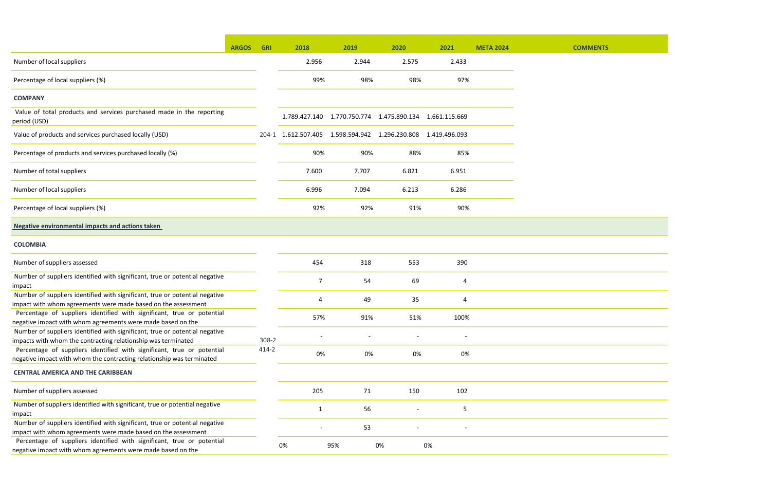| | ARGOS | GRI | 2018 | 2019 | 2020 | 2021 | META 2024 | COMMENTS |
|---|---|---|---|---|---|---|---|---|
| Number of local suppliers | | | 2.956 | 2.944 | 2.575 | 2.433 | | |
| Percentage of local suppliers (%) | | | 99% | 98% | 98% | 97% | | |
| **COMPANY** | | | | | | | | |
| Value of total products and services purchased made in the reporting period (USD) | | | 1.789.427.140 | 1.770.750.774 | 1.475.890.134 | 1.661.115.669 | | |
| Value of products and services purchased locally (USD) | | 204-1 | 1.612.507.405 | 1.598.594.942 | 1.296.230.808 | 1.419.496.093 | | |
| Percentage of products and services purchased locally (%) | | | 90% | 90% | 88% | 85% | | |
| Number of total suppliers | | | 7.600 | 7.707 | 6.821 | 6.951 | | |
| Number of local suppliers | | | 6.996 | 7.094 | 6.213 | 6.286 | | |
| Percentage of local suppliers (%) | | | 92% | 92% | 91% | 90% | | |
| **Negative environmental impacts and actions taken** | | | | | | | | |
| **COLOMBIA** | | | | | | | | |
| Number of suppliers assessed | | | 454 | 318 | 553 | 390 | | |
| Number of suppliers identified with significant, true or potential negative impact | | | 7 | 54 | 69 | 4 | | |
| Number of suppliers identified with significant, true or potential negative impact with whom agreements were made based on the assessment | | | 4 | 49 | 35 | 4 | | |
| Percentage of suppliers identified with significant, true or potential negative impact with whom agreements were made based on the | | | 57% | 91% | 51% | 100% | | |
| Number of suppliers identified with significant, true or potential negative impacts with whom the contracting relationship was terminated | | 308-2 | - | - | - | - | | |
| Percentage of suppliers identified with significant, true or potential negative impact with whom the contracting relationship was terminated | | 414-2 | 0% | 0% | 0% | 0% | | |
| **CENTRAL AMERICA AND THE CARIBBEAN** | | | | | | | | |
| Number of suppliers assessed | | | 205 | 71 | 150 | 102 | | |
| Number of suppliers identified with significant, true or potential negative impact | | | 1 | 56 | - | 5 | | |
| Number of suppliers identified with significant, true or potential negative impact with whom agreements were made based on the assessment | | | - | 53 | - | - | | |
| Percentage of suppliers identified with significant, true or potential negative impact with whom agreements were made based on the | | | 0% | 95% | 0% | 0% | | |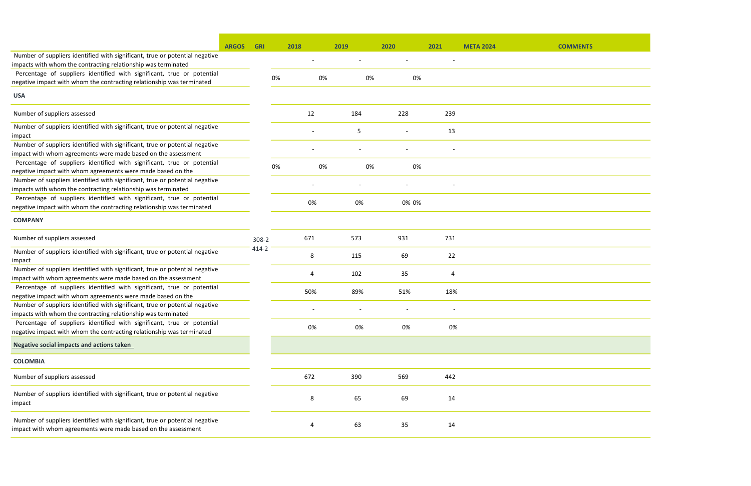| | ARGOS | GRI | 2018 | 2019 | 2020 | 2021 | META 2024 | COMMENTS |
|---|---|---|---|---|---|---|---|---|
| Number of suppliers identified with significant, true or potential negative impacts with whom the contracting relationship was terminated | | | - | - | - | - | | |
| Percentage of suppliers identified with significant, true or potential negative impact with whom the contracting relationship was terminated | | | 0% | 0% | 0% | 0% | | |
| **USA** | | | | | | | | |
| Number of suppliers assessed | | | 12 | 184 | 228 | 239 | | |
| Number of suppliers identified with significant, true or potential negative impact | | | - | 5 | - | 13 | | |
| Number of suppliers identified with significant, true or potential negative impact with whom agreements were made based on the assessment | | | - | - | - | - | | |
| Percentage of suppliers identified with significant, true or potential negative impact with whom agreements were made based on the | | | 0% | 0% | 0% | 0% | | |
| Number of suppliers identified with significant, true or potential negative impacts with whom the contracting relationship was terminated | | | - | - | - | - | | |
| Percentage of suppliers identified with significant, true or potential negative impact with whom the contracting relationship was terminated | | | 0% | 0% | 0% 0% | | | |
| **COMPANY** | | | | | | | | |
| Number of suppliers assessed | | 308-2 414-2 | 671 | 573 | 931 | 731 | | |
| Number of suppliers identified with significant, true or potential negative impact | | | 8 | 115 | 69 | 22 | | |
| Number of suppliers identified with significant, true or potential negative impact with whom agreements were made based on the assessment | | | 4 | 102 | 35 | 4 | | |
| Percentage of suppliers identified with significant, true or potential negative impact with whom agreements were made based on the | | | 50% | 89% | 51% | 18% | | |
| Number of suppliers identified with significant, true or potential negative impacts with whom the contracting relationship was terminated | | | - | - | - | - | | |
| Percentage of suppliers identified with significant, true or potential negative impact with whom the contracting relationship was terminated | | | 0% | 0% | 0% | 0% | | |
| **Negative social impacts and actions taken** | | | | | | | | |
| **COLOMBIA** | | | | | | | | |
| Number of suppliers assessed | | | 672 | 390 | 569 | 442 | | |
| Number of suppliers identified with significant, true or potential negative impact | | | 8 | 65 | 69 | 14 | | |
| Number of suppliers identified with significant, true or potential negative impact with whom agreements were made based on the assessment | | | 4 | 63 | 35 | 14 | | |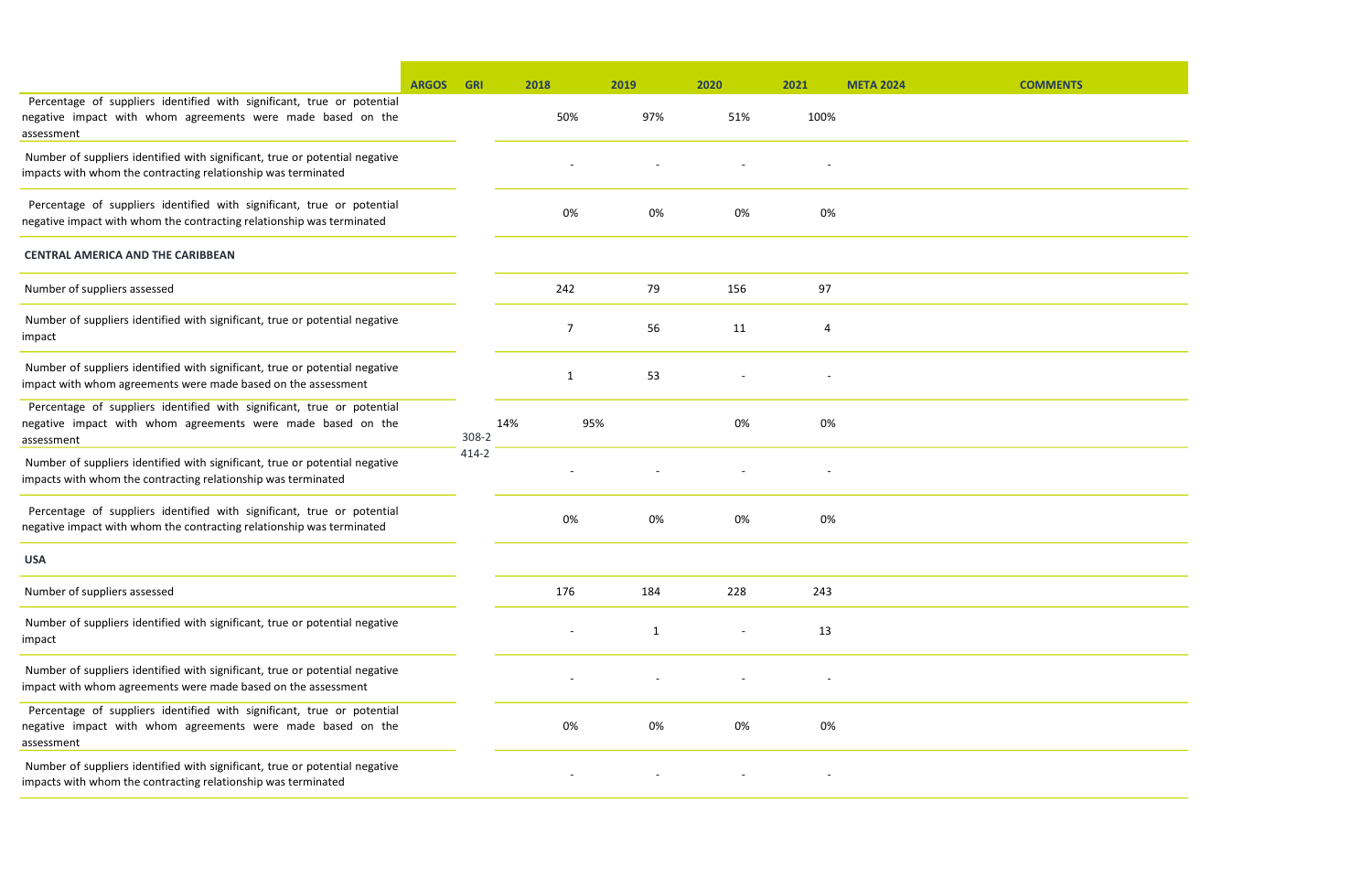| | ARGOS | GRI | 2018 | 2019 | 2020 | 2021 | META 2024 | COMMENTS |
|---|---|---|---|---|---|---|---|---|
| Percentage of suppliers identified with significant, true or potential negative impact with whom agreements were made based on the assessment | | | 50% | 97% | 51% | 100% | | |
| Number of suppliers identified with significant, true or potential negative impacts with whom the contracting relationship was terminated | | | - | - | - | - | | |
| Percentage of suppliers identified with significant, true or potential negative impact with whom the contracting relationship was terminated | | | 0% | 0% | 0% | 0% | | |
| **CENTRAL AMERICA AND THE CARIBBEAN** | | | | | | | | |
| Number of suppliers assessed | | | 242 | 79 | 156 | 97 | | |
| Number of suppliers identified with significant, true or potential negative impact | | | 7 | 56 | 11 | 4 | | |
| Number of suppliers identified with significant, true or potential negative impact with whom agreements were made based on the assessment | | | 1 | 53 | - | - | | |
| Percentage of suppliers identified with significant, true or potential negative impact with whom agreements were made based on the assessment | | 308-2 414-2 | 14% | 95% | 0% | 0% | | |
| Number of suppliers identified with significant, true or potential negative impacts with whom the contracting relationship was terminated | | | - | - | - | - | | |
| Percentage of suppliers identified with significant, true or potential negative impact with whom the contracting relationship was terminated | | | 0% | 0% | 0% | 0% | | |
| **USA** | | | | | | | | |
| Number of suppliers assessed | | | 176 | 184 | 228 | 243 | | |
| Number of suppliers identified with significant, true or potential negative impact | | | - | 1 | - | 13 | | |
| Number of suppliers identified with significant, true or potential negative impact with whom agreements were made based on the assessment | | | - | - | - | - | | |
| Percentage of suppliers identified with significant, true or potential negative impact with whom agreements were made based on the assessment | | | 0% | 0% | 0% | 0% | | |
| Number of suppliers identified with significant, true or potential negative impacts with whom the contracting relationship was terminated | | | - | - | - | - | | |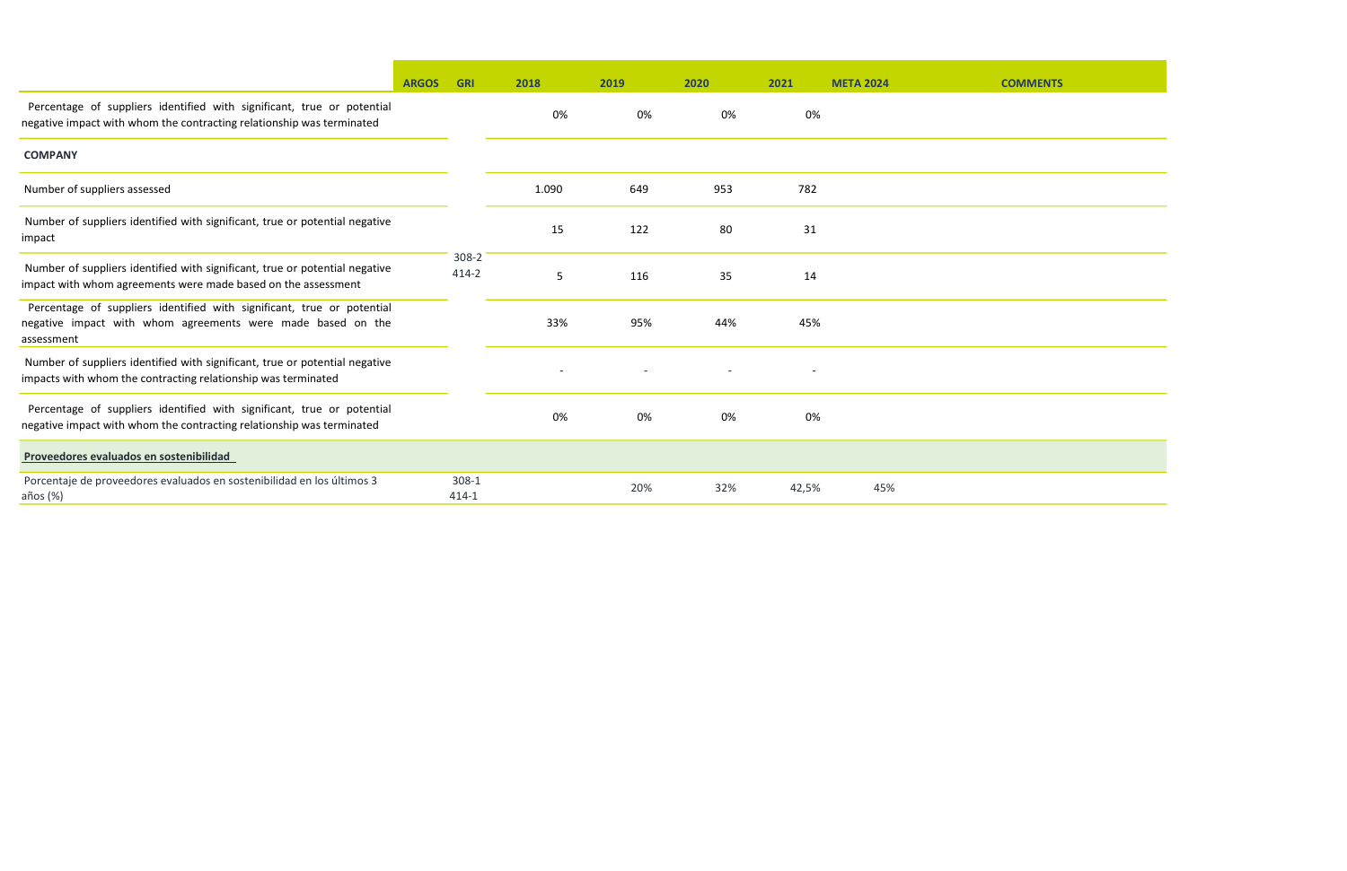| | ARGOS | GRI | 2018 | 2019 | 2020 | 2021 | META 2024 | COMMENTS |
|---|---|---|---|---|---|---|---|---|
| Percentage of suppliers identified with significant, true or potential negative impact with whom the contracting relationship was terminated | | | 0% | 0% | 0% | 0% | | |
| **COMPANY** | | | | | | | | |
| Number of suppliers assessed | | 308-2 414-2 | 1.090 | 649 | 953 | 782 | | |
| Number of suppliers identified with significant, true or potential negative impact | | | 15 | 122 | 80 | 31 | | |
| Number of suppliers identified with significant, true or potential negative impact with whom agreements were made based on the assessment | | | 5 | 116 | 35 | 14 | | |
| Percentage of suppliers identified with significant, true or potential negative impact with whom agreements were made based on the assessment | | | 33% | 95% | 44% | 45% | | |
| Number of suppliers identified with significant, true or potential negative impacts with whom the contracting relationship was terminated | | | - | - | - | - | | |
| Percentage of suppliers identified with significant, true or potential negative impact with whom the contracting relationship was terminated | | | 0% | 0% | 0% | 0% | | |
| **Proveedores evaluados en sostenibilidad** | | | | | | | | |
| Porcentaje de proveedores evaluados en sostenibilidad en los últimos 3 años (%) | | 308-1 414-1 | | 20% | 32% | 42,5% | 45% | |